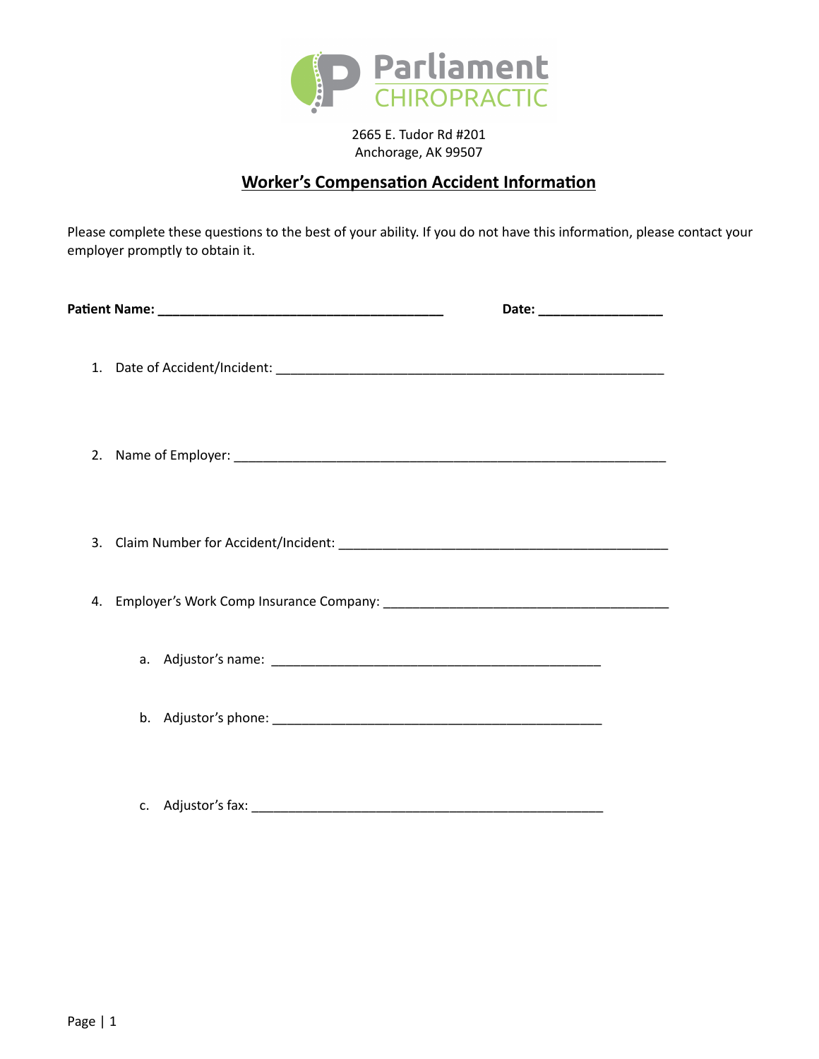**Parliament CHIROPRACTIC**

2665 E. Tudor Rd #201
Anchorage, AK 99507

## Worker's Compensation Accident Information

Please complete these questions to the best of your ability. If you do not have this information, please contact your employer promptly to obtain it.

**Patient Name:** ________________________________________ **Date:** _________________

1. Date of Accident/Incident: _______________________________________________________

2. Name of Employer: ______________________________________________________________

3. Claim Number for Accident/Incident: ______________________________________________

4. Employer's Work Comp Insurance Company: _______________________________________

    a. Adjustor's name: ______________________________________________

    b. Adjustor's phone: ______________________________________________

    c. Adjustor's fax: ________________________________________________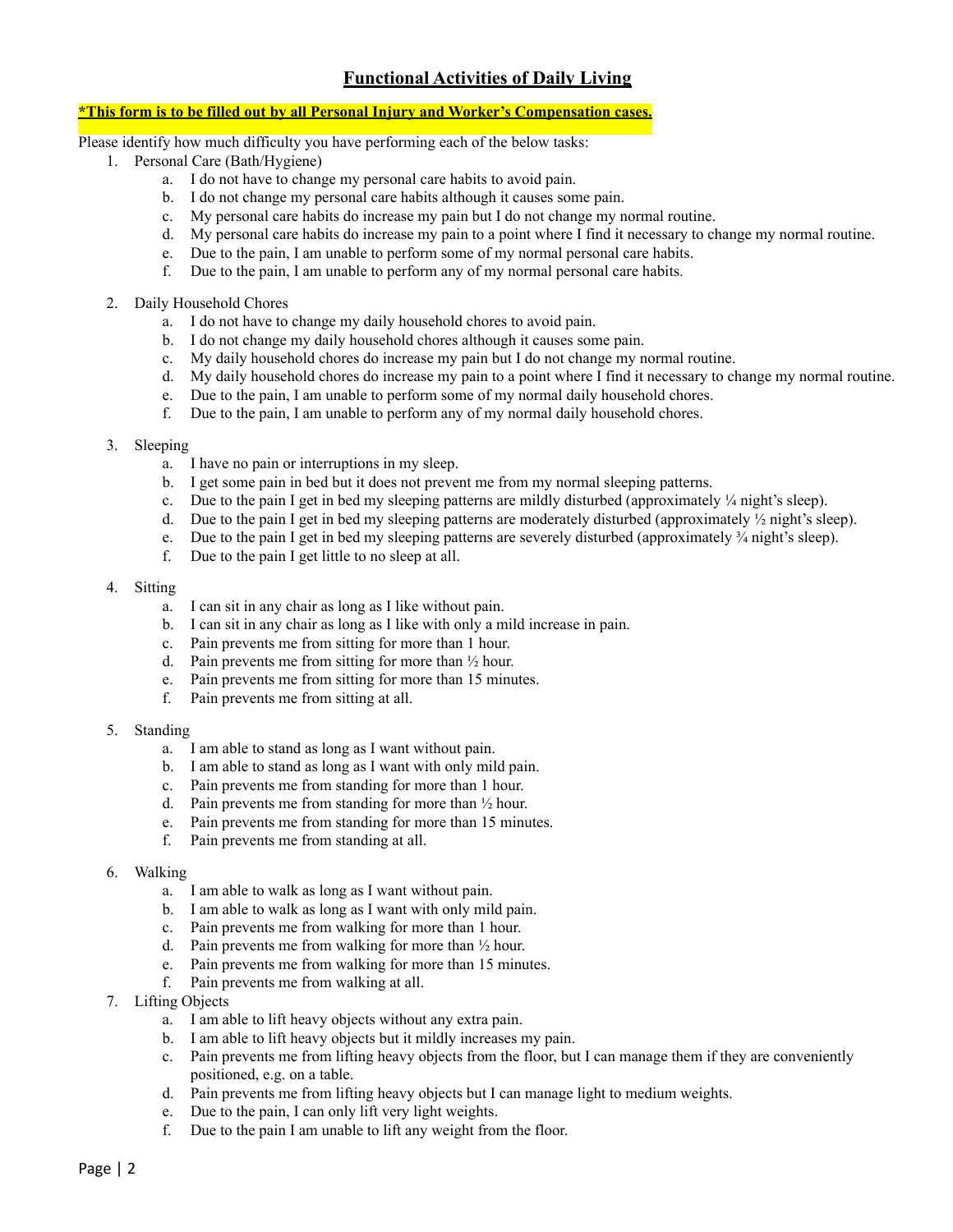## Functional Activities of Daily Living

**\*This form is to be filled out by all Personal Injury and Worker's Compensation cases.**

Please identify how much difficulty you have performing each of the below tasks:

1. Personal Care (Bath/Hygiene)
    a. I do not have to change my personal care habits to avoid pain.
    b. I do not change my personal care habits although it causes some pain.
    c. My personal care habits do increase my pain but I do not change my normal routine.
    d. My personal care habits do increase my pain to a point where I find it necessary to change my normal routine.
    e. Due to the pain, I am unable to perform some of my normal personal care habits.
    f. Due to the pain, I am unable to perform any of my normal personal care habits.

2. Daily Household Chores
    a. I do not have to change my daily household chores to avoid pain.
    b. I do not change my daily household chores although it causes some pain.
    c. My daily household chores do increase my pain but I do not change my normal routine.
    d. My daily household chores do increase my pain to a point where I find it necessary to change my normal routine.
    e. Due to the pain, I am unable to perform some of my normal daily household chores.
    f. Due to the pain, I am unable to perform any of my normal daily household chores.

3. Sleeping
    a. I have no pain or interruptions in my sleep.
    b. I get some pain in bed but it does not prevent me from my normal sleeping patterns.
    c. Due to the pain I get in bed my sleeping patterns are mildly disturbed (approximately ¼ night's sleep).
    d. Due to the pain I get in bed my sleeping patterns are moderately disturbed (approximately ½ night's sleep).
    e. Due to the pain I get in bed my sleeping patterns are severely disturbed (approximately ¾ night's sleep).
    f. Due to the pain I get little to no sleep at all.

4. Sitting
    a. I can sit in any chair as long as I like without pain.
    b. I can sit in any chair as long as I like with only a mild increase in pain.
    c. Pain prevents me from sitting for more than 1 hour.
    d. Pain prevents me from sitting for more than ½ hour.
    e. Pain prevents me from sitting for more than 15 minutes.
    f. Pain prevents me from sitting at all.

5. Standing
    a. I am able to stand as long as I want without pain.
    b. I am able to stand as long as I want with only mild pain.
    c. Pain prevents me from standing for more than 1 hour.
    d. Pain prevents me from standing for more than ½ hour.
    e. Pain prevents me from standing for more than 15 minutes.
    f. Pain prevents me from standing at all.

6. Walking
    a. I am able to walk as long as I want without pain.
    b. I am able to walk as long as I want with only mild pain.
    c. Pain prevents me from walking for more than 1 hour.
    d. Pain prevents me from walking for more than ½ hour.
    e. Pain prevents me from walking for more than 15 minutes.
    f. Pain prevents me from walking at all.

7. Lifting Objects
    a. I am able to lift heavy objects without any extra pain.
    b. I am able to lift heavy objects but it mildly increases my pain.
    c. Pain prevents me from lifting heavy objects from the floor, but I can manage them if they are conveniently positioned, e.g. on a table.
    d. Pain prevents me from lifting heavy objects but I can manage light to medium weights.
    e. Due to the pain, I can only lift very light weights.
    f. Due to the pain I am unable to lift any weight from the floor.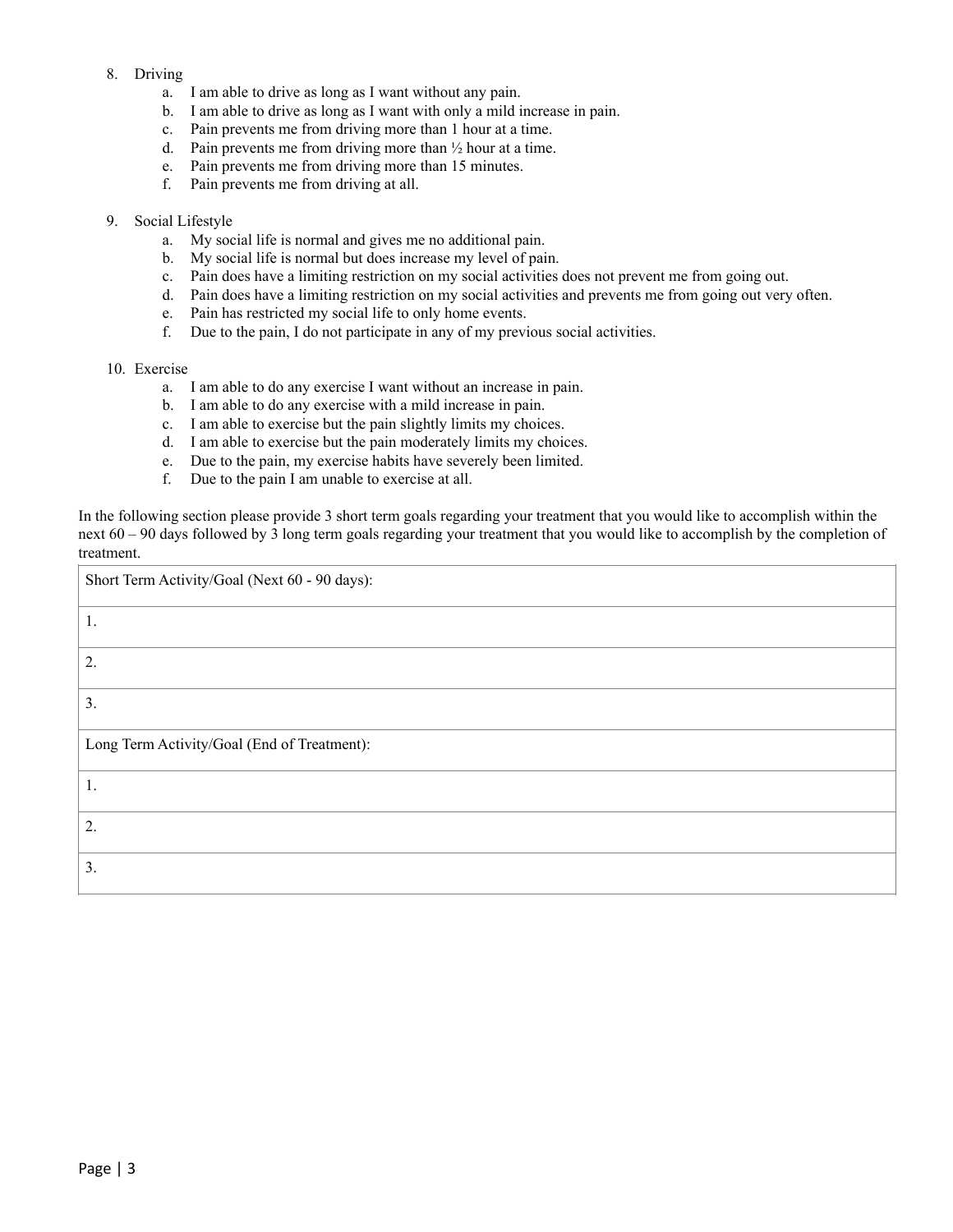8. Driving
    a. I am able to drive as long as I want without any pain.
    b. I am able to drive as long as I want with only a mild increase in pain.
    c. Pain prevents me from driving more than 1 hour at a time.
    d. Pain prevents me from driving more than ½ hour at a time.
    e. Pain prevents me from driving more than 15 minutes.
    f. Pain prevents me from driving at all.

9. Social Lifestyle
    a. My social life is normal and gives me no additional pain.
    b. My social life is normal but does increase my level of pain.
    c. Pain does have a limiting restriction on my social activities does not prevent me from going out.
    d. Pain does have a limiting restriction on my social activities and prevents me from going out very often.
    e. Pain has restricted my social life to only home events.
    f. Due to the pain, I do not participate in any of my previous social activities.

10. Exercise
    a. I am able to do any exercise I want without an increase in pain.
    b. I am able to do any exercise with a mild increase in pain.
    c. I am able to exercise but the pain slightly limits my choices.
    d. I am able to exercise but the pain moderately limits my choices.
    e. Due to the pain, my exercise habits have severely been limited.
    f. Due to the pain I am unable to exercise at all.

In the following section please provide 3 short term goals regarding your treatment that you would like to accomplish within the next 60 – 90 days followed by 3 long term goals regarding your treatment that you would like to accomplish by the completion of treatment.

| |
|---|
| Short Term Activity/Goal (Next 60 - 90 days): |
| 1. |
| 2. |
| 3. |
| Long Term Activity/Goal (End of Treatment): |
| 1. |
| 2. |
| 3. |